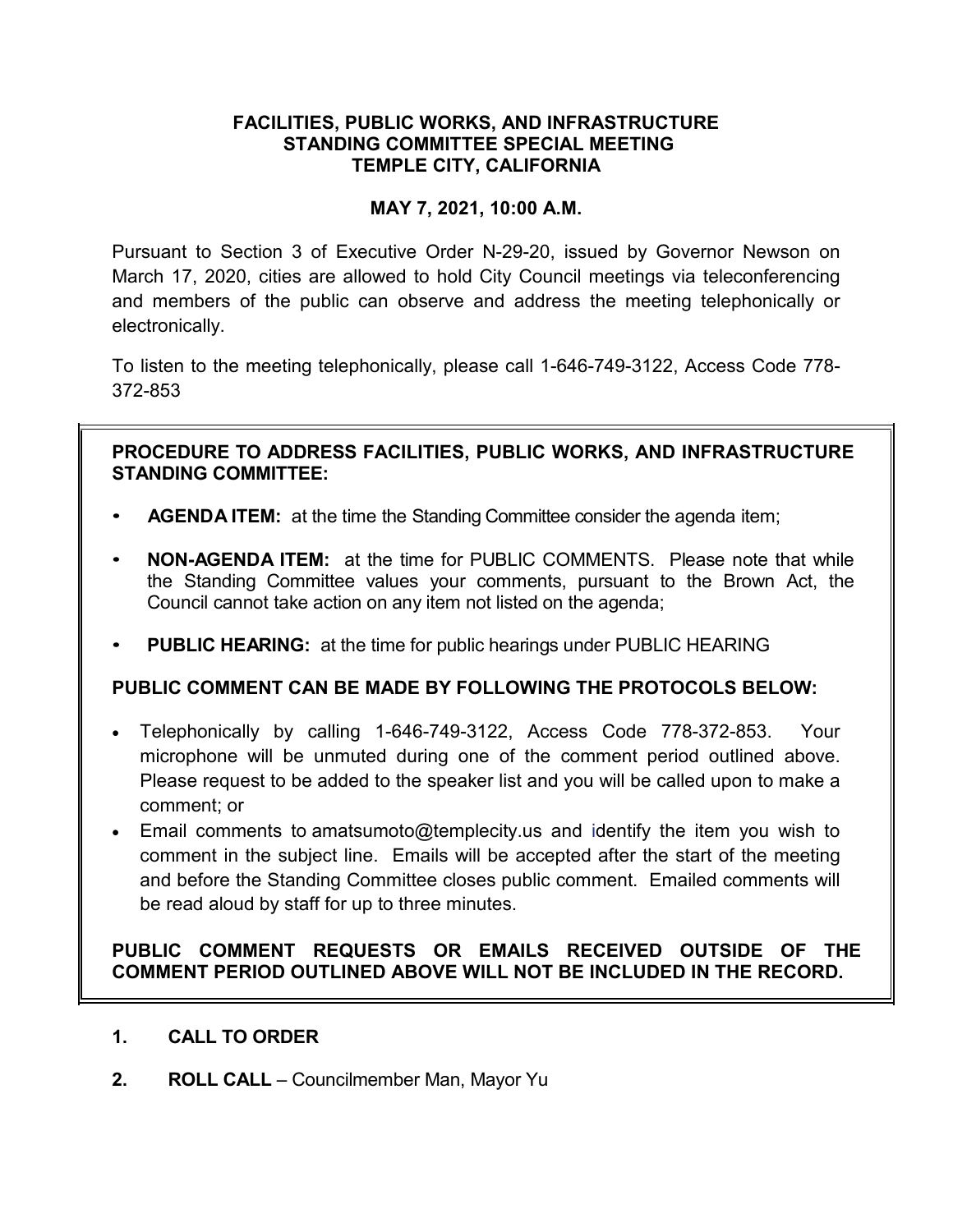# FACILITIES, PUBLIC WORKS, AND INFRASTRUCTURE STANDING COMMITTEE SPECIAL MEETING TEMPLE CITY, CALIFORNIA

## MAY 7, 2021, 10:00 A.M.

Pursuant to Section 3 of Executive Order N-29-20, issued by Governor Newson on March 17, 2020, cities are allowed to hold City Council meetings via teleconferencing and members of the public can observe and address the meeting telephonically or electronically.

To listen to the meeting telephonically, please call 1-646-749-3122, Access Code 778-372-853

**PROCEDURE TO ADDRESS FACILITIES, PUBLIC WORKS, AND INFRASTRUCTURE STANDING COMMITTEE:**

- **AGENDA ITEM:** at the time the Standing Committee consider the agenda item;
- **NON-AGENDA ITEM:** at the time for PUBLIC COMMENTS. Please note that while the Standing Committee values your comments, pursuant to the Brown Act, the Council cannot take action on any item not listed on the agenda;
- **PUBLIC HEARING:** at the time for public hearings under PUBLIC HEARING

**PUBLIC COMMENT CAN BE MADE BY FOLLOWING THE PROTOCOLS BELOW:**

- Telephonically by calling 1-646-749-3122, Access Code 778-372-853. Your microphone will be unmuted during one of the comment period outlined above. Please request to be added to the speaker list and you will be called upon to make a comment; or
- Email comments to amatsumoto@templecity.us and identify the item you wish to comment in the subject line. Emails will be accepted after the start of the meeting and before the Standing Committee closes public comment. Emailed comments will be read aloud by staff for up to three minutes.

**PUBLIC COMMENT REQUESTS OR EMAILS RECEIVED OUTSIDE OF THE COMMENT PERIOD OUTLINED ABOVE WILL NOT BE INCLUDED IN THE RECORD.**

1. **CALL TO ORDER**

2. **ROLL CALL** – Councilmember Man, Mayor Yu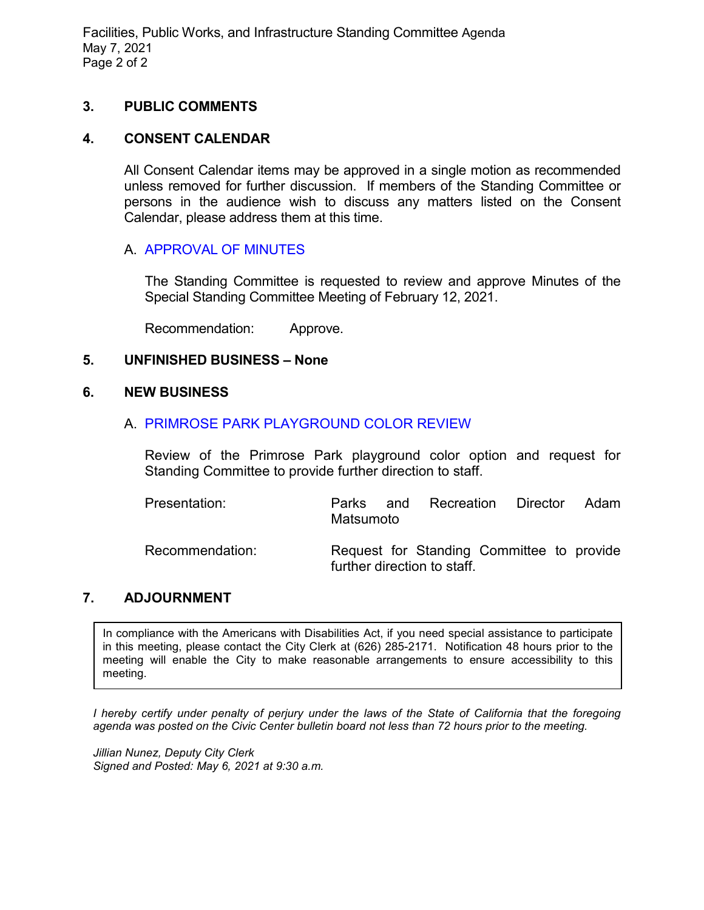## 3. PUBLIC COMMENTS

## 4. CONSENT CALENDAR

All Consent Calendar items may be approved in a single motion as recommended unless removed for further discussion. If members of the Standing Committee or persons in the audience wish to discuss any matters listed on the Consent Calendar, please address them at this time.

### A. APPROVAL OF MINUTES

The Standing Committee is requested to review and approve Minutes of the Special Standing Committee Meeting of February 12, 2021.

Recommendation: Approve.

## 5. UNFINISHED BUSINESS – None

## 6. NEW BUSINESS

### A. PRIMROSE PARK PLAYGROUND COLOR REVIEW

Review of the Primrose Park playground color option and request for Standing Committee to provide further direction to staff.

Presentation: Parks and Recreation Director Adam Matsumoto

Recommendation: Request for Standing Committee to provide further direction to staff.

## 7. ADJOURNMENT

In compliance with the Americans with Disabilities Act, if you need special assistance to participate in this meeting, please contact the City Clerk at (626) 285-2171. Notification 48 hours prior to the meeting will enable the City to make reasonable arrangements to ensure accessibility to this meeting.

*I hereby certify under penalty of perjury under the laws of the State of California that the foregoing agenda was posted on the Civic Center bulletin board not less than 72 hours prior to the meeting.*

*Jillian Nunez, Deputy City Clerk*
*Signed and Posted: May 6, 2021 at 9:30 a.m.*